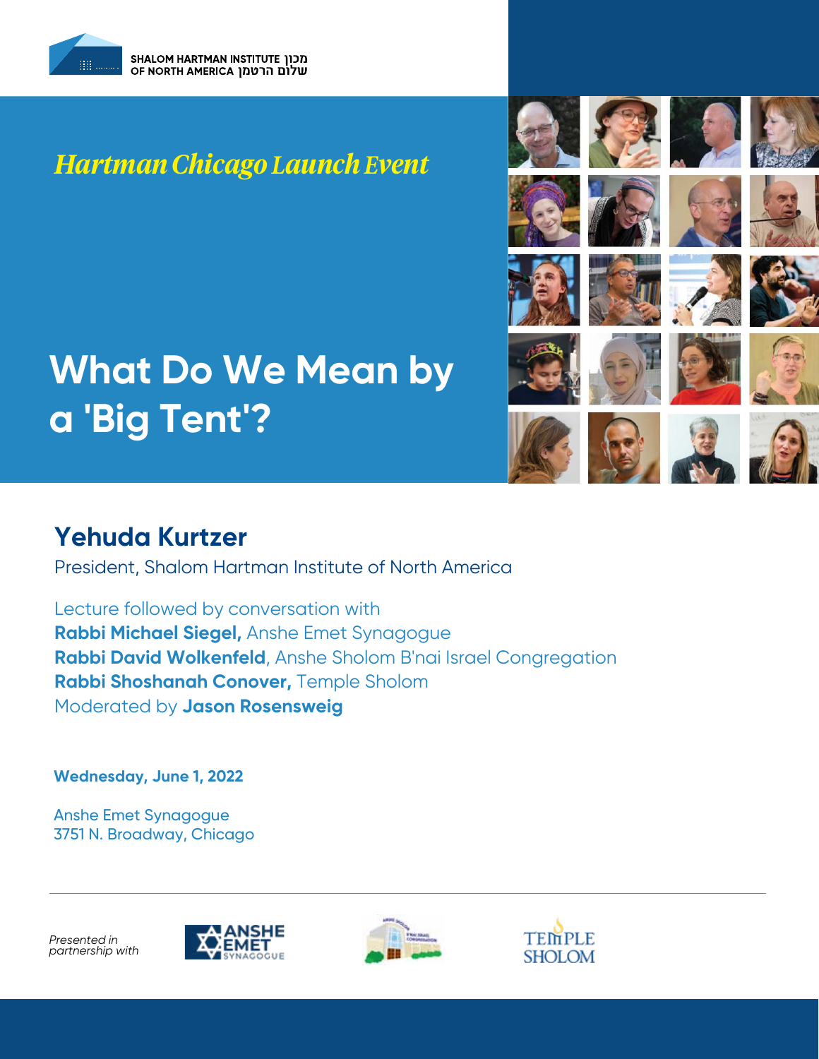SHALOM HARTMAN INSTITUTE OF NORTH AMERICA מכון שלום הרטמן

*Hartman Chicago Launch Event*

# What Do We Mean by a 'Big Tent'?

## Yehuda Kurtzer

President, Shalom Hartman Institute of North America

Lecture followed by conversation with
**Rabbi Michael Siegel,** Anshe Emet Synagogue
**Rabbi David Wolkenfeld**, Anshe Sholom B'nai Israel Congregation
**Rabbi Shoshanah Conover,** Temple Sholom
Moderated by **Jason Rosensweig**

**Wednesday, June 1, 2022**

Anshe Emet Synagogue
3751 N. Broadway, Chicago

*Presented in partnership with*

ANSHE EMET SYNAGOGUE

TEMPLE SHOLOM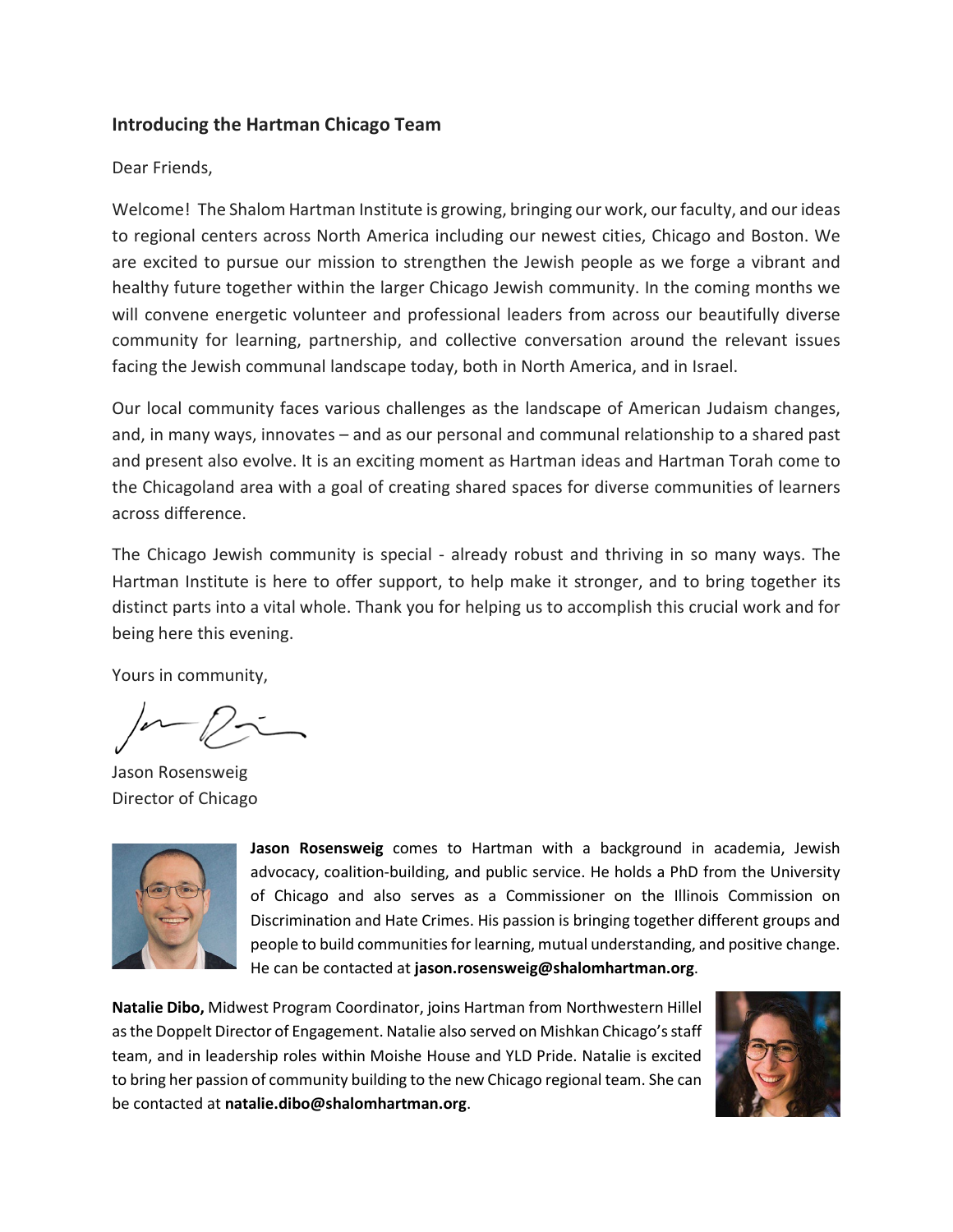### Introducing the Hartman Chicago Team

Dear Friends,

Welcome! The Shalom Hartman Institute is growing, bringing our work, our faculty, and our ideas to regional centers across North America including our newest cities, Chicago and Boston. We are excited to pursue our mission to strengthen the Jewish people as we forge a vibrant and healthy future together within the larger Chicago Jewish community. In the coming months we will convene energetic volunteer and professional leaders from across our beautifully diverse community for learning, partnership, and collective conversation around the relevant issues facing the Jewish communal landscape today, both in North America, and in Israel.

Our local community faces various challenges as the landscape of American Judaism changes, and, in many ways, innovates – and as our personal and communal relationship to a shared past and present also evolve. It is an exciting moment as Hartman ideas and Hartman Torah come to the Chicagoland area with a goal of creating shared spaces for diverse communities of learners across difference.

The Chicago Jewish community is special - already robust and thriving in so many ways. The Hartman Institute is here to offer support, to help make it stronger, and to bring together its distinct parts into a vital whole. Thank you for helping us to accomplish this crucial work and for being here this evening.

Yours in community,

Jason Rosensweig
Director of Chicago

**Jason Rosensweig** comes to Hartman with a background in academia, Jewish advocacy, coalition-building, and public service. He holds a PhD from the University of Chicago and also serves as a Commissioner on the Illinois Commission on Discrimination and Hate Crimes. His passion is bringing together different groups and people to build communities for learning, mutual understanding, and positive change. He can be contacted at **jason.rosensweig@shalomhartman.org**.

**Natalie Dibo,** Midwest Program Coordinator, joins Hartman from Northwestern Hillel as the Doppelt Director of Engagement. Natalie also served on Mishkan Chicago's staff team, and in leadership roles within Moishe House and YLD Pride. Natalie is excited to bring her passion of community building to the new Chicago regional team. She can be contacted at **natalie.dibo@shalomhartman.org**.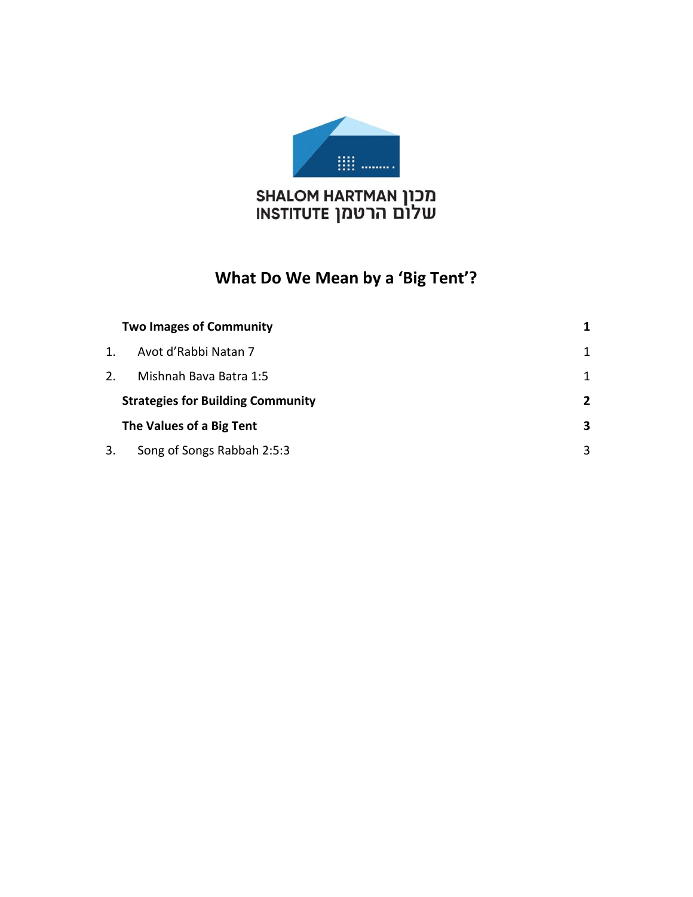SHALOM HARTMAN מכון
INSTITUTE שלום הרטמן

# What Do We Mean by a 'Big Tent'?

| | | |
|---|---|---|
| | **Two Images of Community** | **1** |
| 1. | Avot d'Rabbi Natan 7 | 1 |
| 2. | Mishnah Bava Batra 1:5 | 1 |
| | **Strategies for Building Community** | **2** |
| | **The Values of a Big Tent** | **3** |
| 3. | Song of Songs Rabbah 2:5:3 | 3 |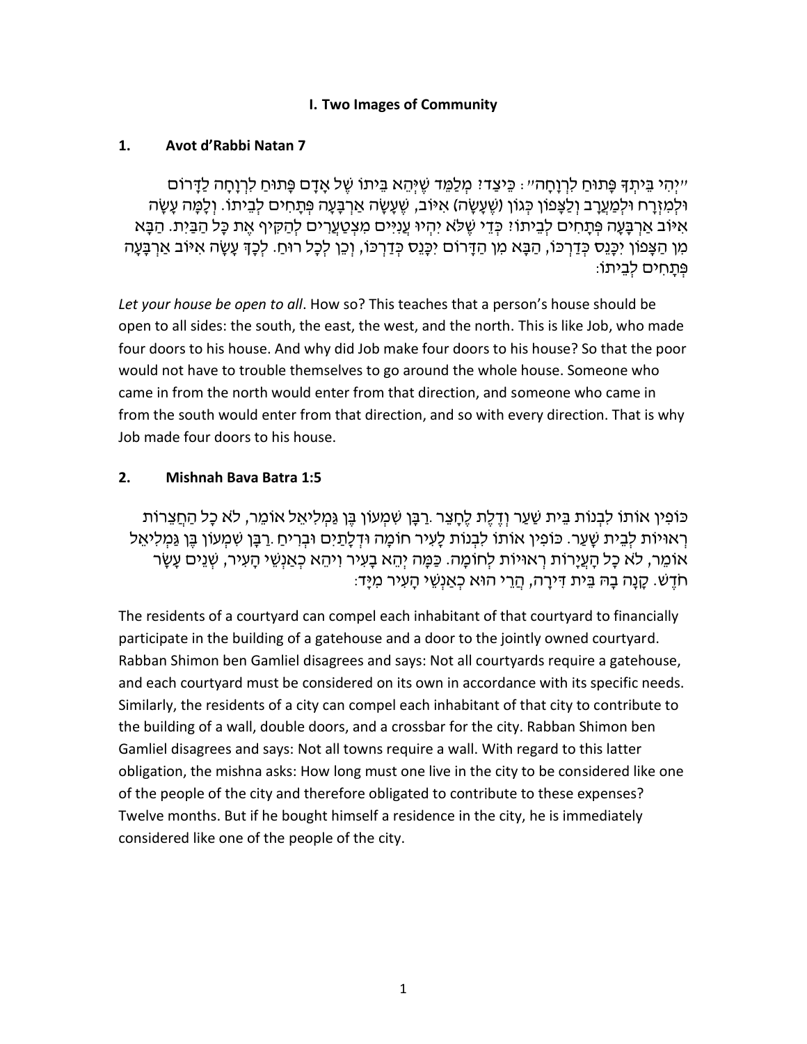### I. Two Images of Community

#### 1. Avot d'Rabbi Natan 7

"יְהִי בֵּיתְךָ פָּתוּחַ לִרְוָחָה": כֵּיצַד? מְלַמֵּד שֶׁיְּהֵא בֵּיתוֹ שֶׁל אָדָם פָּתוּחַ לִרְוָחָה לַדָּרוֹם וּלְמִזְרָח וּלְמַעֲרָב וְלַצָּפוֹן כְּגוֹן (שֶׁעָשָׂה) אִיּוֹב, שֶׁעָשָׂה אַרְבָּעָה פְּתָחִים לְבֵיתוֹ. וְלָמָּה עָשָׂה אִיּוֹב אַרְבָּעָה פְּתָחִים לְבֵיתוֹ? כְּדֵי שֶׁלֹּא יִהְיוּ עֲנִיִּים מִצְטַעֲרִים לְהַקִּיף אֶת כָּל הַבַּיִת. הַבָּא מִן הַצָּפוֹן יִכָּנֵס כְּדַרְכּוֹ, הַבָּא מִן הַדָּרוֹם יִכָּנֵס כְּדַרְכּוֹ, וְכֵן לְכָל רוּחַ. לְכָךְ עָשָׂה אִיּוֹב אַרְבָּעָה פְּתָחִים לְבֵיתוֹ:

*Let your house be open to all*. How so? This teaches that a person's house should be open to all sides: the south, the east, the west, and the north. This is like Job, who made four doors to his house. And why did Job make four doors to his house? So that the poor would not have to trouble themselves to go around the whole house. Someone who came in from the north would enter from that direction, and someone who came in from the south would enter from that direction, and so with every direction. That is why Job made four doors to his house.

#### 2. Mishnah Bava Batra 1:5

כּוֹפִין אוֹתוֹ לִבְנוֹת בֵּית שַׁעַר וְדֶלֶת לֶחָצֵר. רַבָּן שִׁמְעוֹן בֶּן גַּמְלִיאֵל אוֹמֵר, לֹא כָל הַחֲצֵרוֹת רְאוּיוֹת לְבֵית שָׁעַר. כּוֹפִין אוֹתוֹ לִבְנוֹת לָעִיר חוֹמָה וּדְלָתַיִם וּבְרִיחַ. רַבָּן שִׁמְעוֹן בֶּן גַּמְלִיאֵל אוֹמֵר, לֹא כָל הָעֲיָרוֹת רְאוּיוֹת לְחוֹמָה. כַּמָּה יְהֵא בָעִיר וִיהֵא כְאַנְשֵׁי הָעִיר, שְׁנֵים עָשָׂר חֹדֶשׁ. קָנָה בָהּ בֵּית דִּירָה, הֲרֵי הוּא כְאַנְשֵׁי הָעִיר מִיָּד:

The residents of a courtyard can compel each inhabitant of that courtyard to financially participate in the building of a gatehouse and a door to the jointly owned courtyard. Rabban Shimon ben Gamliel disagrees and says: Not all courtyards require a gatehouse, and each courtyard must be considered on its own in accordance with its specific needs. Similarly, the residents of a city can compel each inhabitant of that city to contribute to the building of a wall, double doors, and a crossbar for the city. Rabban Shimon ben Gamliel disagrees and says: Not all towns require a wall. With regard to this latter obligation, the mishna asks: How long must one live in the city to be considered like one of the people of the city and therefore obligated to contribute to these expenses? Twelve months. But if he bought himself a residence in the city, he is immediately considered like one of the people of the city.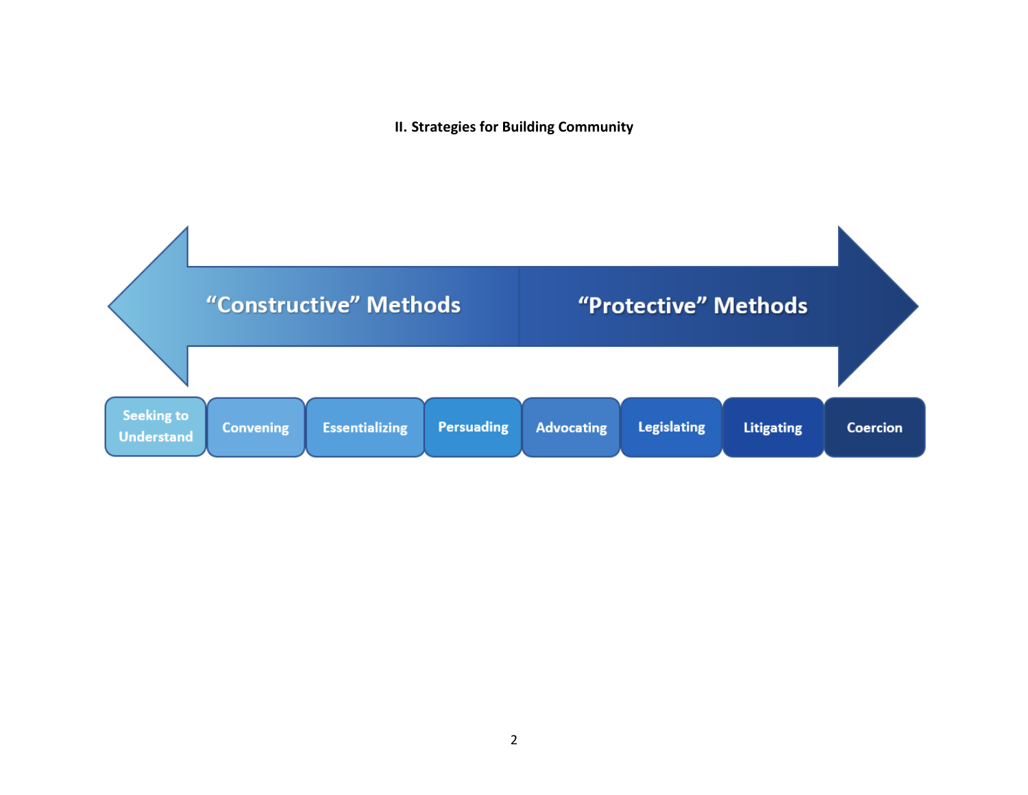**II. Strategies for Building Community**

“Constructive” Methods ← → “Protective” Methods

| Seeking to Understand | Convening | Essentializing | Persuading | Advocating | Legislating | Litigating | Coercion |
|---|---|---|---|---|---|---|---|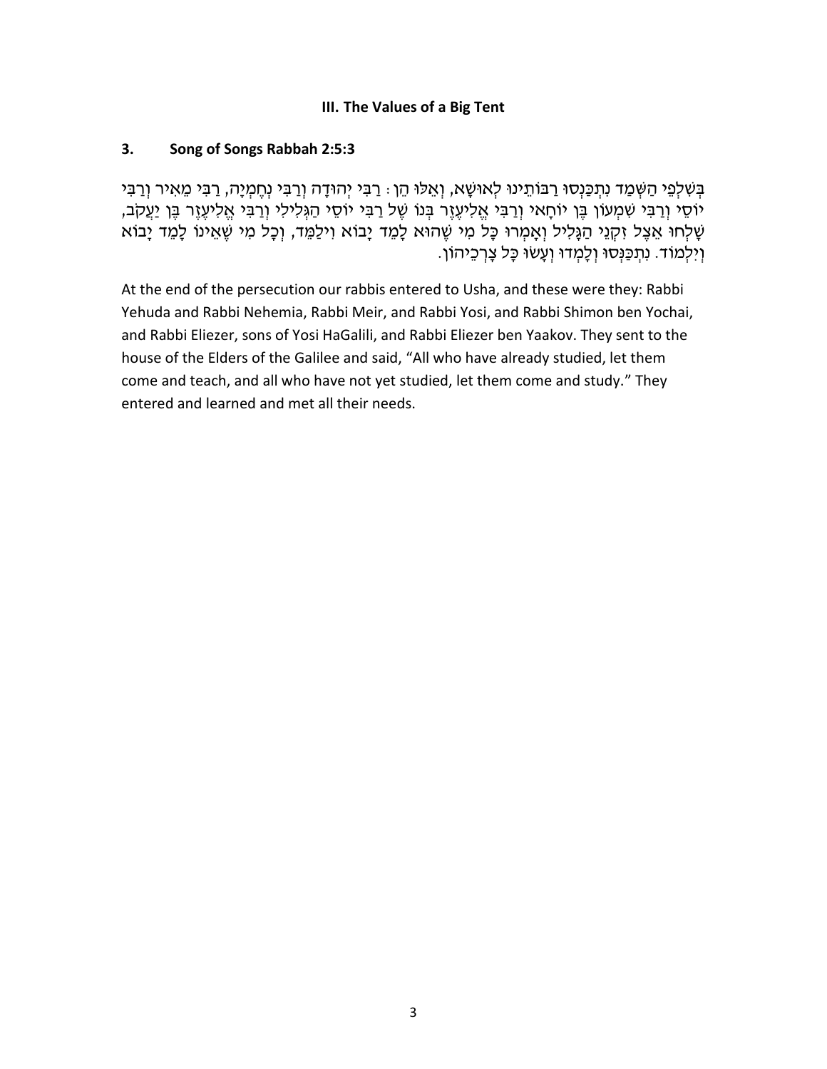### III. The Values of a Big Tent

### 3. Song of Songs Rabbah 2:5:3

בְּשִׁלְהֵי הַשְּׁמַד נִתְכַּנְּסוּ רַבּוֹתֵינוּ לְאוּשָׁא, וְאֵלּוּ הֵן: רַבִּי יְהוּדָה וְרַבִּי נְחֶמְיָה, רַבִּי מֵאִיר וְרַבִּי יוֹסֵי וְרַבִּי שִׁמְעוֹן בֶּן יוֹחָאי וְרַבִּי אֱלִיעֶזֶר בְּנוֹ שֶׁל רַבִּי יוֹסֵי הַגְּלִילִי וְרַבִּי אֱלִיעֶזֶר בֶּן יַעֲקֹב, שָׁלְחוּ אֵצֶל זִקְנֵי הַגָּלִיל וְאָמְרוּ כָּל מִי שֶׁהוּא לָמֵד יָבוֹא וִילַמֵּד, וְכָל מִי שֶׁאֵינוֹ לָמֵד יָבוֹא וְיִלְמוֹד. נִתְכַּנְּסוּ וְלָמְדוּ וְעָשׂוּ כָּל צָרְכֵיהוֹן.

At the end of the persecution our rabbis entered to Usha, and these were they: Rabbi Yehuda and Rabbi Nehemia, Rabbi Meir, and Rabbi Yosi, and Rabbi Shimon ben Yochai, and Rabbi Eliezer, sons of Yosi HaGalili, and Rabbi Eliezer ben Yaakov. They sent to the house of the Elders of the Galilee and said, "All who have already studied, let them come and teach, and all who have not yet studied, let them come and study." They entered and learned and met all their needs.